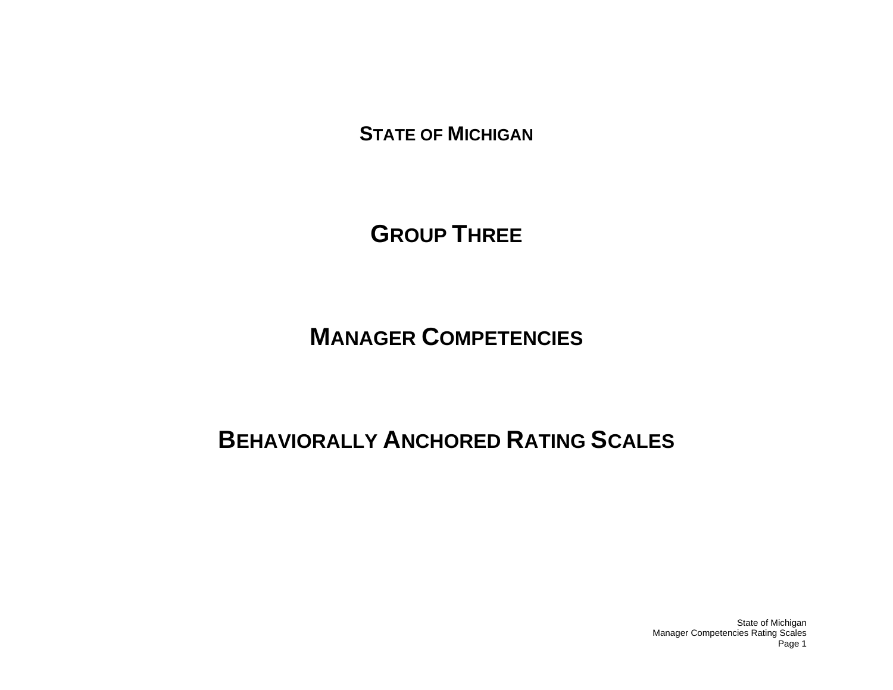# STATE OF MICHIGAN

# GROUP THREE

# MANAGER COMPETENCIES

# BEHAVIORALLY ANCHORED RATING SCALES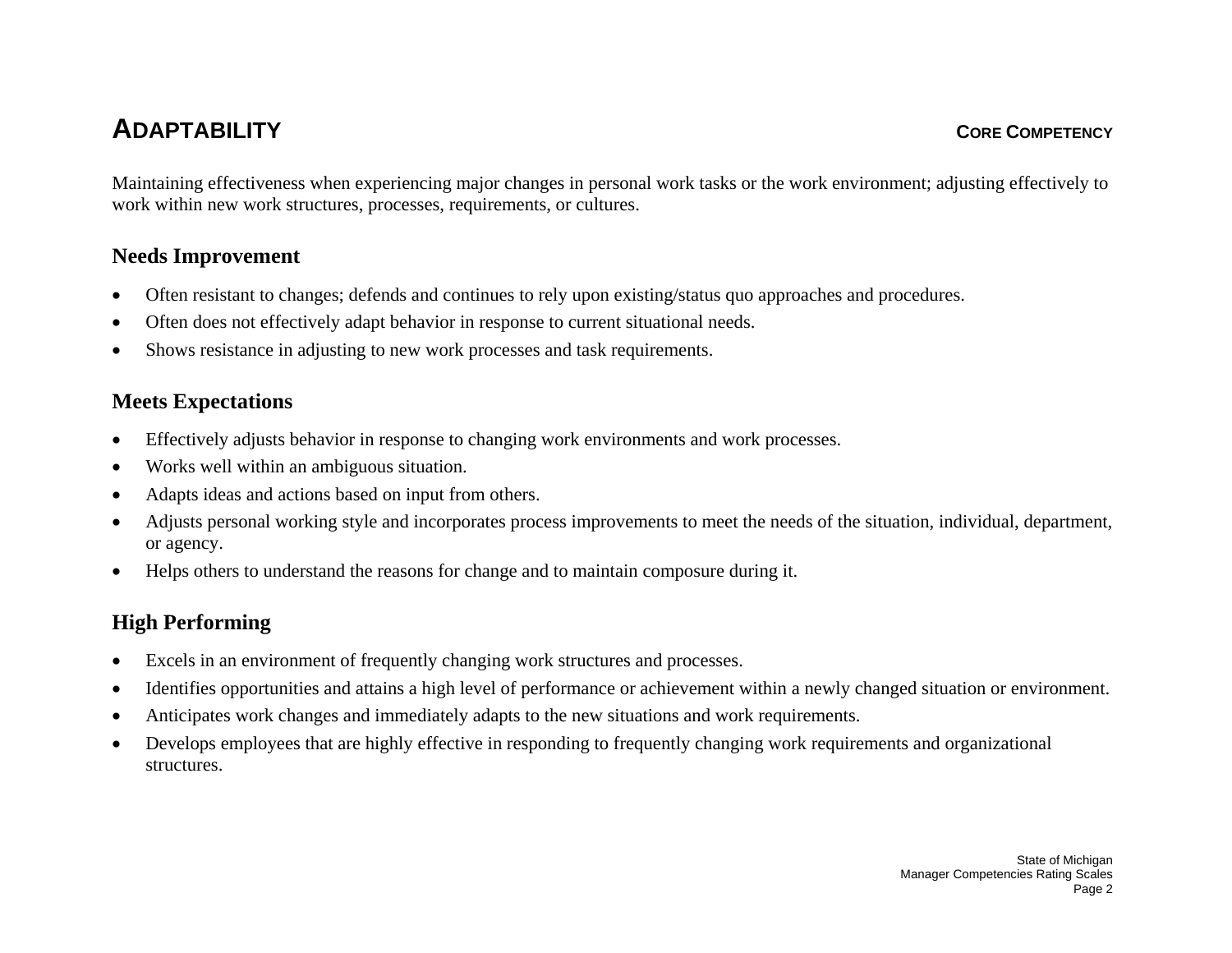# ADAPTABILITY

**CORE COMPETENCY**

Maintaining effectiveness when experiencing major changes in personal work tasks or the work environment; adjusting effectively to work within new work structures, processes, requirements, or cultures.

## Needs Improvement

- Often resistant to changes; defends and continues to rely upon existing/status quo approaches and procedures.
- Often does not effectively adapt behavior in response to current situational needs.
- Shows resistance in adjusting to new work processes and task requirements.

## Meets Expectations

- Effectively adjusts behavior in response to changing work environments and work processes.
- Works well within an ambiguous situation.
- Adapts ideas and actions based on input from others.
- Adjusts personal working style and incorporates process improvements to meet the needs of the situation, individual, department, or agency.
- Helps others to understand the reasons for change and to maintain composure during it.

## High Performing

- Excels in an environment of frequently changing work structures and processes.
- Identifies opportunities and attains a high level of performance or achievement within a newly changed situation or environment.
- Anticipates work changes and immediately adapts to the new situations and work requirements.
- Develops employees that are highly effective in responding to frequently changing work requirements and organizational structures.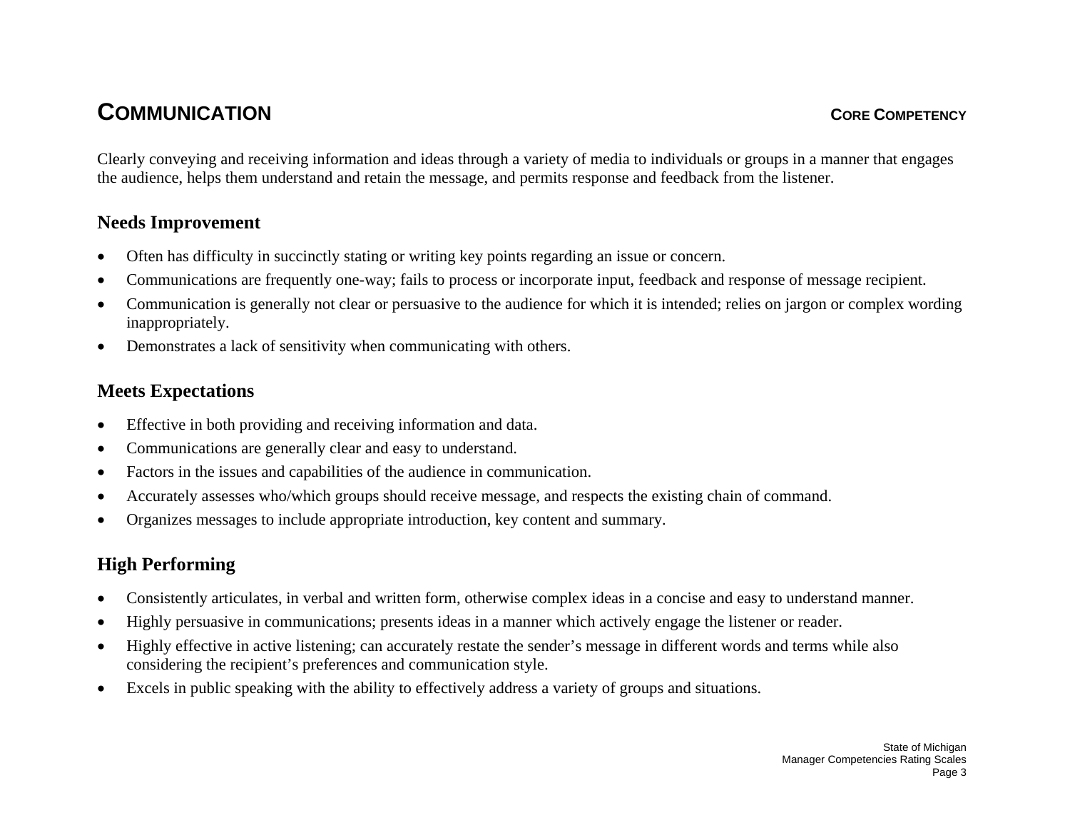# COMMUNICATION

**CORE COMPETENCY**

Clearly conveying and receiving information and ideas through a variety of media to individuals or groups in a manner that engages the audience, helps them understand and retain the message, and permits response and feedback from the listener.

## Needs Improvement

- Often has difficulty in succinctly stating or writing key points regarding an issue or concern.
- Communications are frequently one-way; fails to process or incorporate input, feedback and response of message recipient.
- Communication is generally not clear or persuasive to the audience for which it is intended; relies on jargon or complex wording inappropriately.
- Demonstrates a lack of sensitivity when communicating with others.

## Meets Expectations

- Effective in both providing and receiving information and data.
- Communications are generally clear and easy to understand.
- Factors in the issues and capabilities of the audience in communication.
- Accurately assesses who/which groups should receive message, and respects the existing chain of command.
- Organizes messages to include appropriate introduction, key content and summary.

## High Performing

- Consistently articulates, in verbal and written form, otherwise complex ideas in a concise and easy to understand manner.
- Highly persuasive in communications; presents ideas in a manner which actively engage the listener or reader.
- Highly effective in active listening; can accurately restate the sender's message in different words and terms while also considering the recipient's preferences and communication style.
- Excels in public speaking with the ability to effectively address a variety of groups and situations.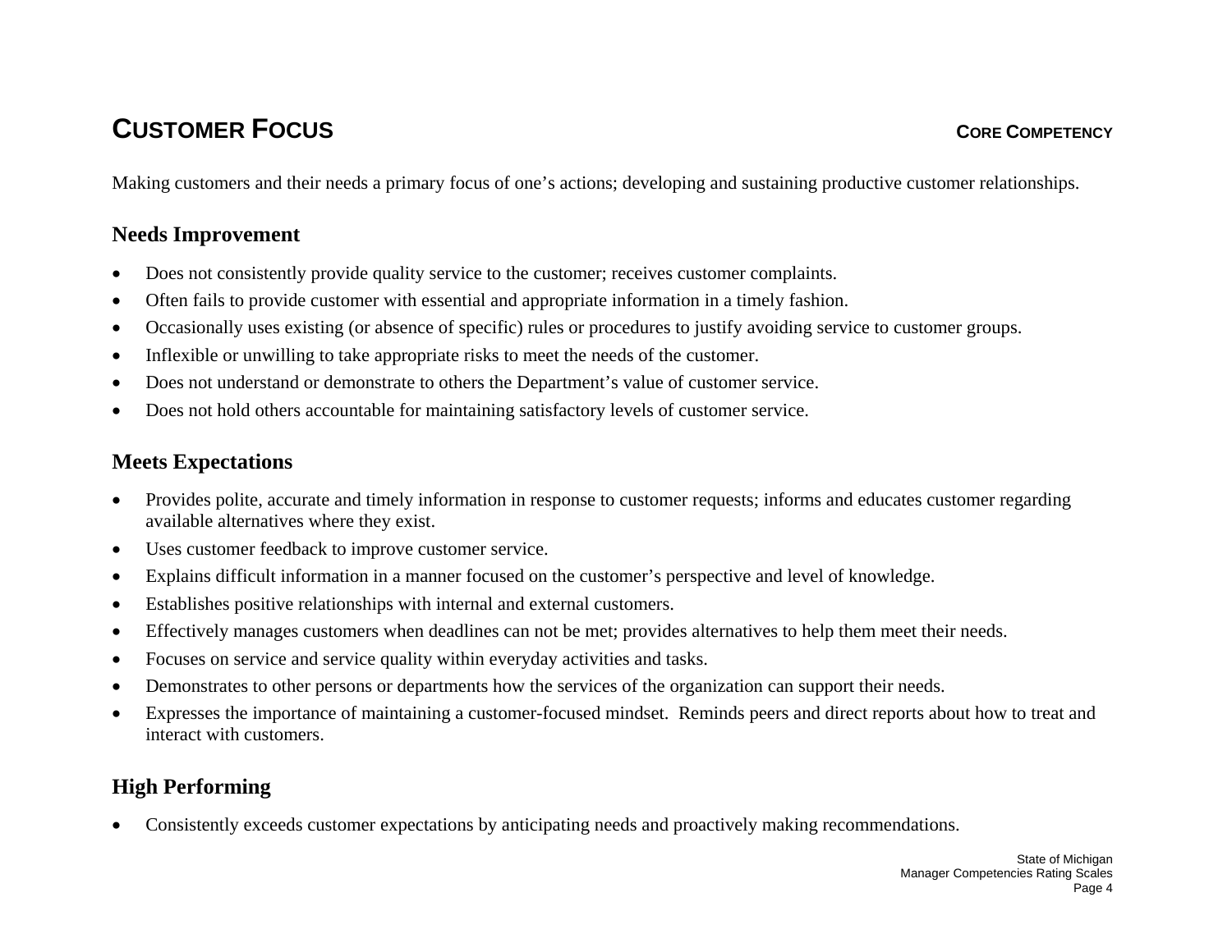# CUSTOMER FOCUS

**CORE COMPETENCY**

Making customers and their needs a primary focus of one's actions; developing and sustaining productive customer relationships.

## Needs Improvement

- Does not consistently provide quality service to the customer; receives customer complaints.
- Often fails to provide customer with essential and appropriate information in a timely fashion.
- Occasionally uses existing (or absence of specific) rules or procedures to justify avoiding service to customer groups.
- Inflexible or unwilling to take appropriate risks to meet the needs of the customer.
- Does not understand or demonstrate to others the Department's value of customer service.
- Does not hold others accountable for maintaining satisfactory levels of customer service.

## Meets Expectations

- Provides polite, accurate and timely information in response to customer requests; informs and educates customer regarding available alternatives where they exist.
- Uses customer feedback to improve customer service.
- Explains difficult information in a manner focused on the customer's perspective and level of knowledge.
- Establishes positive relationships with internal and external customers.
- Effectively manages customers when deadlines can not be met; provides alternatives to help them meet their needs.
- Focuses on service and service quality within everyday activities and tasks.
- Demonstrates to other persons or departments how the services of the organization can support their needs.
- Expresses the importance of maintaining a customer-focused mindset. Reminds peers and direct reports about how to treat and interact with customers.

## High Performing

- Consistently exceeds customer expectations by anticipating needs and proactively making recommendations.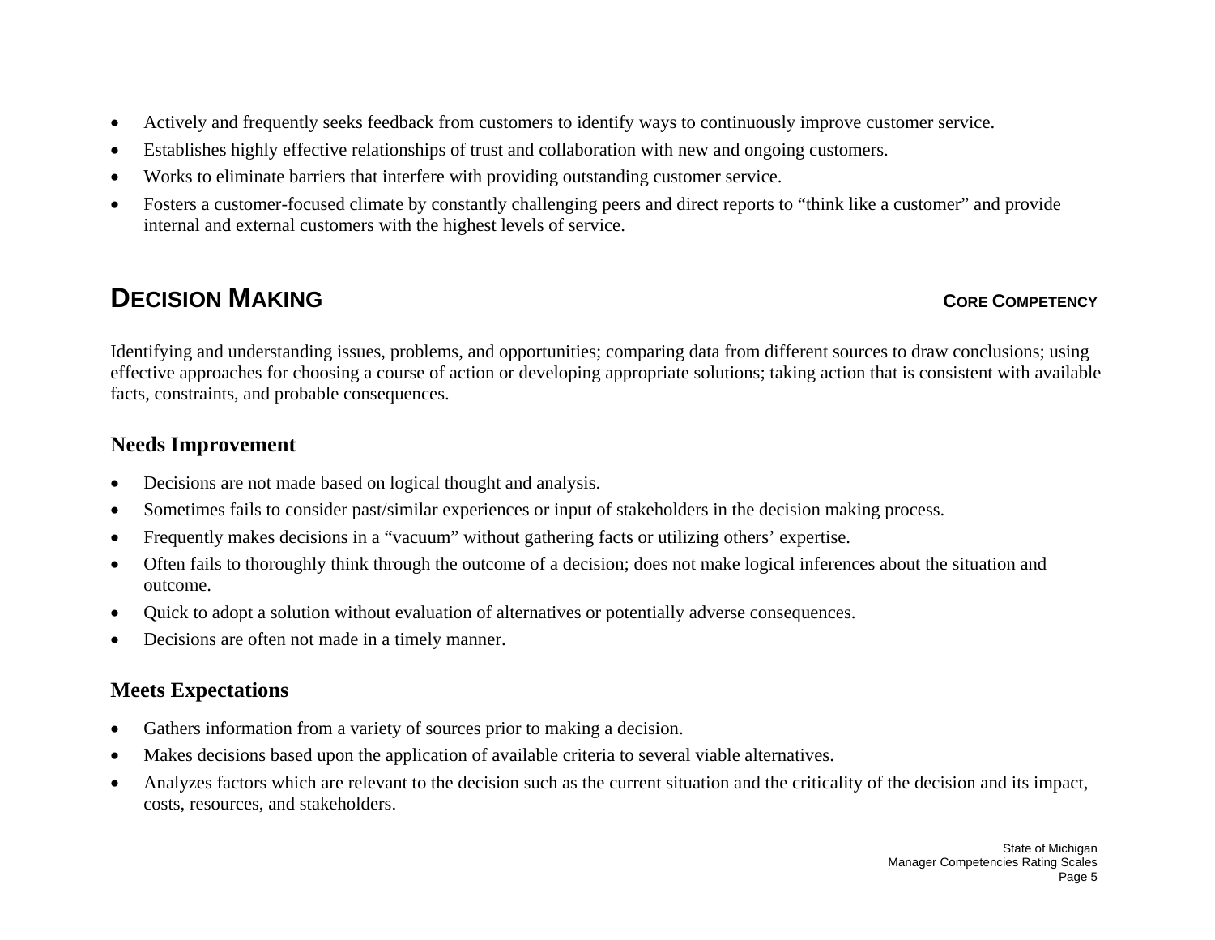- Actively and frequently seeks feedback from customers to identify ways to continuously improve customer service.
- Establishes highly effective relationships of trust and collaboration with new and ongoing customers.
- Works to eliminate barriers that interfere with providing outstanding customer service.
- Fosters a customer-focused climate by constantly challenging peers and direct reports to "think like a customer" and provide internal and external customers with the highest levels of service.

## DECISION MAKING — CORE COMPETENCY

Identifying and understanding issues, problems, and opportunities; comparing data from different sources to draw conclusions; using effective approaches for choosing a course of action or developing appropriate solutions; taking action that is consistent with available facts, constraints, and probable consequences.

### Needs Improvement

- Decisions are not made based on logical thought and analysis.
- Sometimes fails to consider past/similar experiences or input of stakeholders in the decision making process.
- Frequently makes decisions in a "vacuum" without gathering facts or utilizing others' expertise.
- Often fails to thoroughly think through the outcome of a decision; does not make logical inferences about the situation and outcome.
- Quick to adopt a solution without evaluation of alternatives or potentially adverse consequences.
- Decisions are often not made in a timely manner.

### Meets Expectations

- Gathers information from a variety of sources prior to making a decision.
- Makes decisions based upon the application of available criteria to several viable alternatives.
- Analyzes factors which are relevant to the decision such as the current situation and the criticality of the decision and its impact, costs, resources, and stakeholders.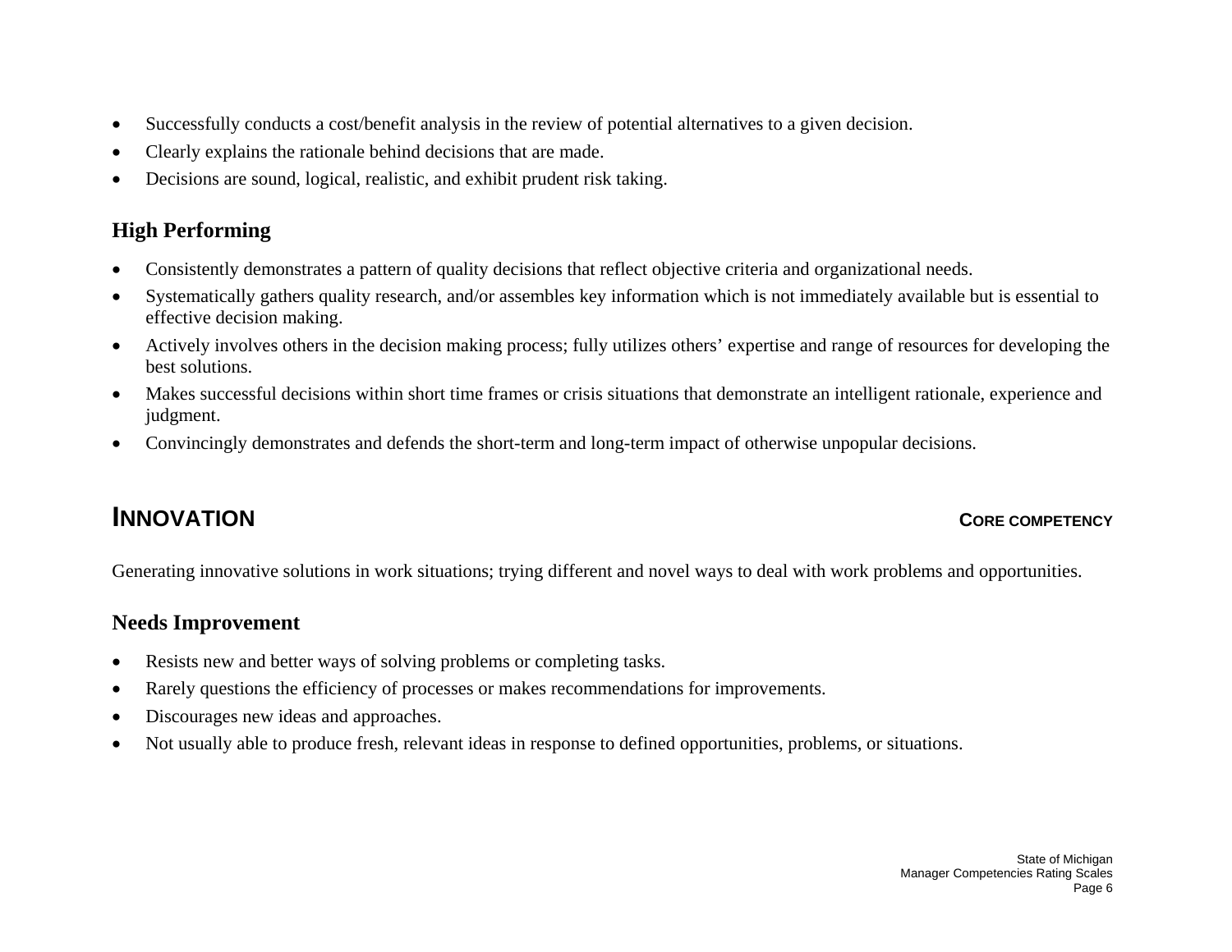- Successfully conducts a cost/benefit analysis in the review of potential alternatives to a given decision.
- Clearly explains the rationale behind decisions that are made.
- Decisions are sound, logical, realistic, and exhibit prudent risk taking.

### High Performing

- Consistently demonstrates a pattern of quality decisions that reflect objective criteria and organizational needs.
- Systematically gathers quality research, and/or assembles key information which is not immediately available but is essential to effective decision making.
- Actively involves others in the decision making process; fully utilizes others' expertise and range of resources for developing the best solutions.
- Makes successful decisions within short time frames or crisis situations that demonstrate an intelligent rationale, experience and judgment.
- Convincingly demonstrates and defends the short-term and long-term impact of otherwise unpopular decisions.

## INNOVATION — CORE COMPETENCY

Generating innovative solutions in work situations; trying different and novel ways to deal with work problems and opportunities.

### Needs Improvement

- Resists new and better ways of solving problems or completing tasks.
- Rarely questions the efficiency of processes or makes recommendations for improvements.
- Discourages new ideas and approaches.
- Not usually able to produce fresh, relevant ideas in response to defined opportunities, problems, or situations.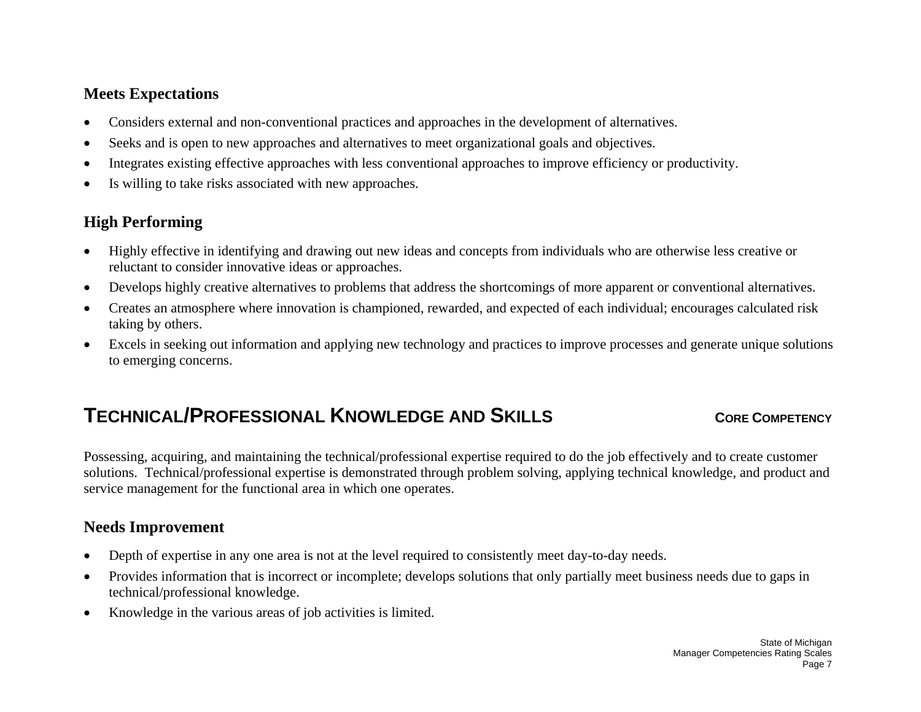### Meets Expectations

- Considers external and non-conventional practices and approaches in the development of alternatives.
- Seeks and is open to new approaches and alternatives to meet organizational goals and objectives.
- Integrates existing effective approaches with less conventional approaches to improve efficiency or productivity.
- Is willing to take risks associated with new approaches.

### High Performing

- Highly effective in identifying and drawing out new ideas and concepts from individuals who are otherwise less creative or reluctant to consider innovative ideas or approaches.
- Develops highly creative alternatives to problems that address the shortcomings of more apparent or conventional alternatives.
- Creates an atmosphere where innovation is championed, rewarded, and expected of each individual; encourages calculated risk taking by others.
- Excels in seeking out information and applying new technology and practices to improve processes and generate unique solutions to emerging concerns.

## TECHNICAL/PROFESSIONAL KNOWLEDGE AND SKILLS — CORE COMPETENCY

Possessing, acquiring, and maintaining the technical/professional expertise required to do the job effectively and to create customer solutions. Technical/professional expertise is demonstrated through problem solving, applying technical knowledge, and product and service management for the functional area in which one operates.

### Needs Improvement

- Depth of expertise in any one area is not at the level required to consistently meet day-to-day needs.
- Provides information that is incorrect or incomplete; develops solutions that only partially meet business needs due to gaps in technical/professional knowledge.
- Knowledge in the various areas of job activities is limited.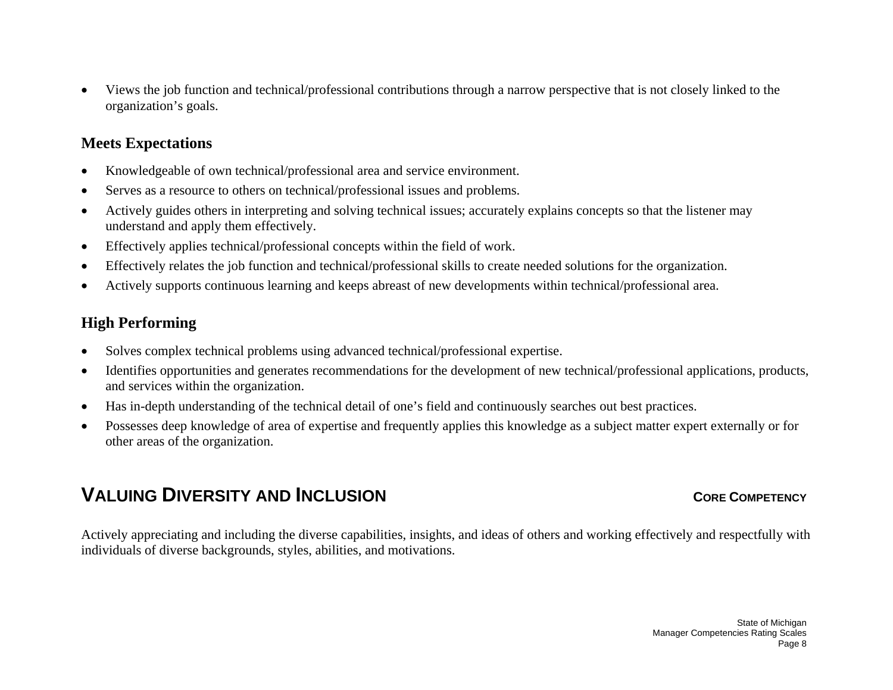- Views the job function and technical/professional contributions through a narrow perspective that is not closely linked to the organization's goals.

### Meets Expectations

- Knowledgeable of own technical/professional area and service environment.
- Serves as a resource to others on technical/professional issues and problems.
- Actively guides others in interpreting and solving technical issues; accurately explains concepts so that the listener may understand and apply them effectively.
- Effectively applies technical/professional concepts within the field of work.
- Effectively relates the job function and technical/professional skills to create needed solutions for the organization.
- Actively supports continuous learning and keeps abreast of new developments within technical/professional area.

### High Performing

- Solves complex technical problems using advanced technical/professional expertise.
- Identifies opportunities and generates recommendations for the development of new technical/professional applications, products, and services within the organization.
- Has in-depth understanding of the technical detail of one's field and continuously searches out best practices.
- Possesses deep knowledge of area of expertise and frequently applies this knowledge as a subject matter expert externally or for other areas of the organization.

## VALUING DIVERSITY AND INCLUSION — CORE COMPETENCY

Actively appreciating and including the diverse capabilities, insights, and ideas of others and working effectively and respectfully with individuals of diverse backgrounds, styles, abilities, and motivations.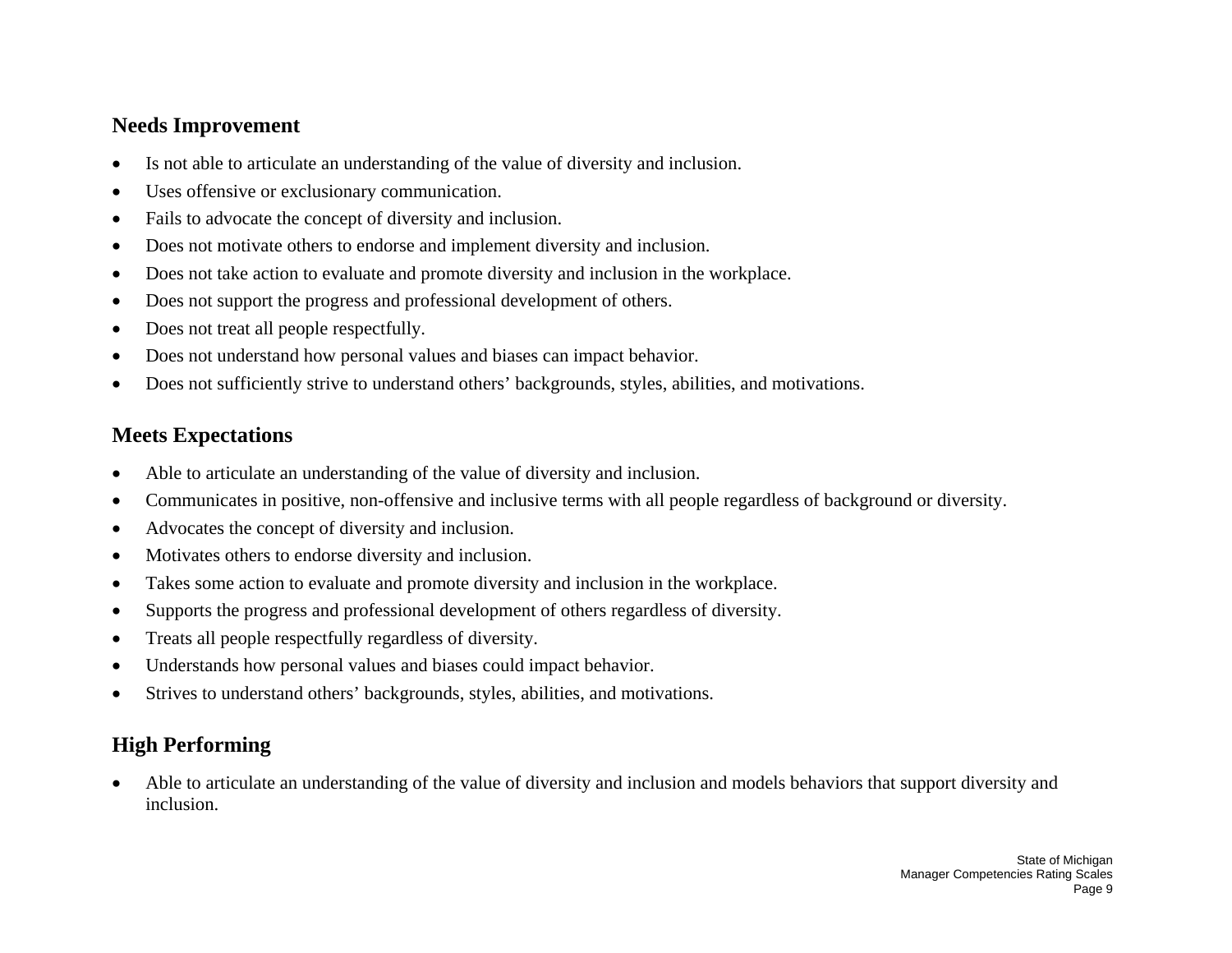## Needs Improvement

- Is not able to articulate an understanding of the value of diversity and inclusion.
- Uses offensive or exclusionary communication.
- Fails to advocate the concept of diversity and inclusion.
- Does not motivate others to endorse and implement diversity and inclusion.
- Does not take action to evaluate and promote diversity and inclusion in the workplace.
- Does not support the progress and professional development of others.
- Does not treat all people respectfully.
- Does not understand how personal values and biases can impact behavior.
- Does not sufficiently strive to understand others' backgrounds, styles, abilities, and motivations.

## Meets Expectations

- Able to articulate an understanding of the value of diversity and inclusion.
- Communicates in positive, non-offensive and inclusive terms with all people regardless of background or diversity.
- Advocates the concept of diversity and inclusion.
- Motivates others to endorse diversity and inclusion.
- Takes some action to evaluate and promote diversity and inclusion in the workplace.
- Supports the progress and professional development of others regardless of diversity.
- Treats all people respectfully regardless of diversity.
- Understands how personal values and biases could impact behavior.
- Strives to understand others' backgrounds, styles, abilities, and motivations.

## High Performing

- Able to articulate an understanding of the value of diversity and inclusion and models behaviors that support diversity and inclusion.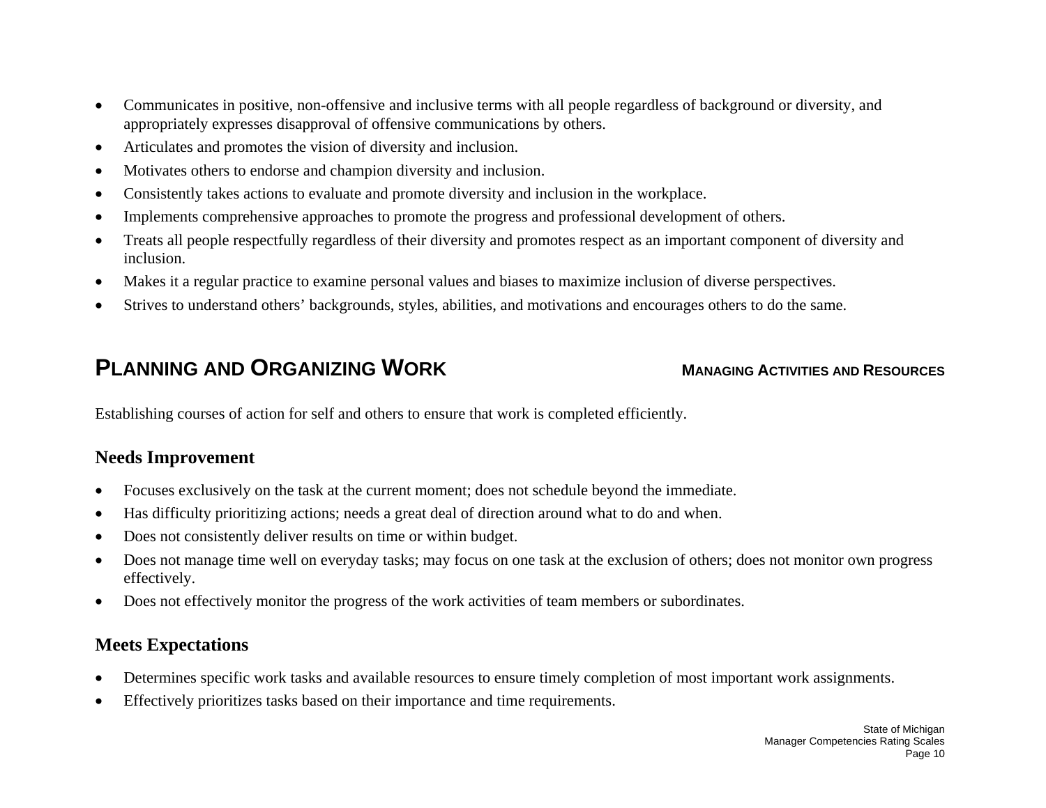- Communicates in positive, non-offensive and inclusive terms with all people regardless of background or diversity, and appropriately expresses disapproval of offensive communications by others.
- Articulates and promotes the vision of diversity and inclusion.
- Motivates others to endorse and champion diversity and inclusion.
- Consistently takes actions to evaluate and promote diversity and inclusion in the workplace.
- Implements comprehensive approaches to promote the progress and professional development of others.
- Treats all people respectfully regardless of their diversity and promotes respect as an important component of diversity and inclusion.
- Makes it a regular practice to examine personal values and biases to maximize inclusion of diverse perspectives.
- Strives to understand others' backgrounds, styles, abilities, and motivations and encourages others to do the same.

## PLANNING AND ORGANIZING WORK

**MANAGING ACTIVITIES AND RESOURCES**

Establishing courses of action for self and others to ensure that work is completed efficiently.

### Needs Improvement

- Focuses exclusively on the task at the current moment; does not schedule beyond the immediate.
- Has difficulty prioritizing actions; needs a great deal of direction around what to do and when.
- Does not consistently deliver results on time or within budget.
- Does not manage time well on everyday tasks; may focus on one task at the exclusion of others; does not monitor own progress effectively.
- Does not effectively monitor the progress of the work activities of team members or subordinates.

### Meets Expectations

- Determines specific work tasks and available resources to ensure timely completion of most important work assignments.
- Effectively prioritizes tasks based on their importance and time requirements.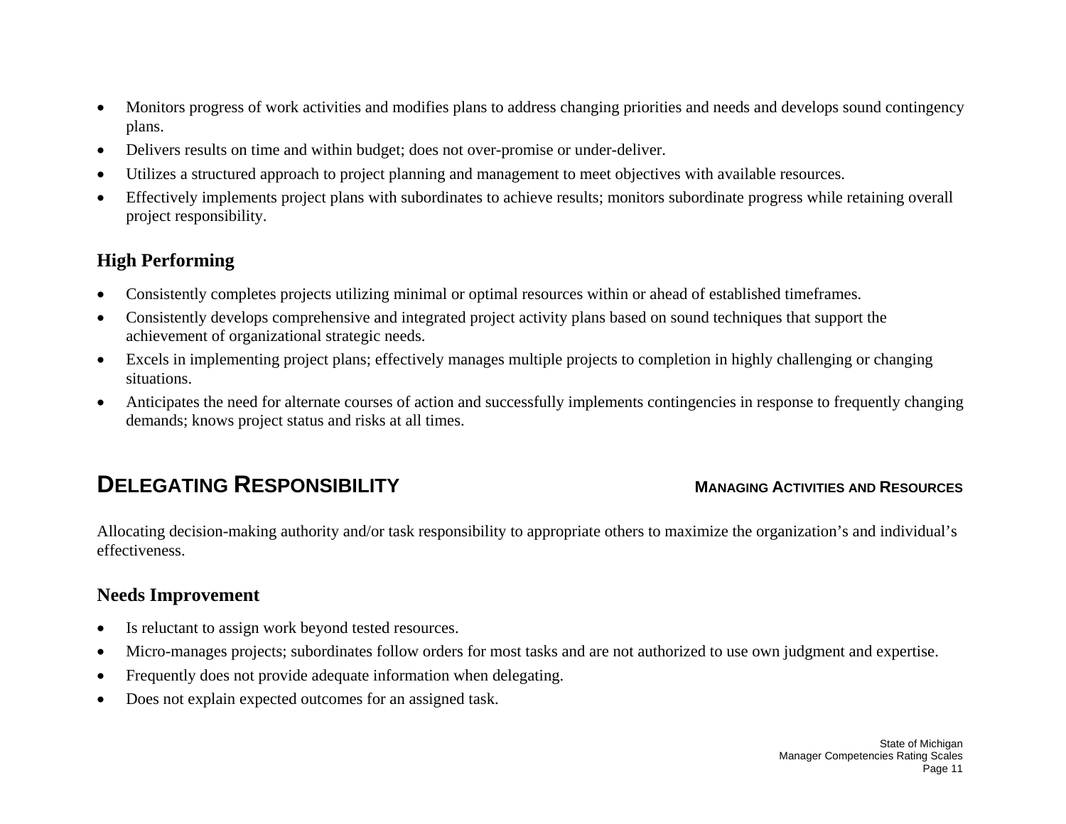- Monitors progress of work activities and modifies plans to address changing priorities and needs and develops sound contingency plans.
- Delivers results on time and within budget; does not over-promise or under-deliver.
- Utilizes a structured approach to project planning and management to meet objectives with available resources.
- Effectively implements project plans with subordinates to achieve results; monitors subordinate progress while retaining overall project responsibility.

### High Performing

- Consistently completes projects utilizing minimal or optimal resources within or ahead of established timeframes.
- Consistently develops comprehensive and integrated project activity plans based on sound techniques that support the achievement of organizational strategic needs.
- Excels in implementing project plans; effectively manages multiple projects to completion in highly challenging or changing situations.
- Anticipates the need for alternate courses of action and successfully implements contingencies in response to frequently changing demands; knows project status and risks at all times.

## DELEGATING RESPONSIBILITY

**MANAGING ACTIVITIES AND RESOURCES**

Allocating decision-making authority and/or task responsibility to appropriate others to maximize the organization's and individual's effectiveness.

### Needs Improvement

- Is reluctant to assign work beyond tested resources.
- Micro-manages projects; subordinates follow orders for most tasks and are not authorized to use own judgment and expertise.
- Frequently does not provide adequate information when delegating.
- Does not explain expected outcomes for an assigned task.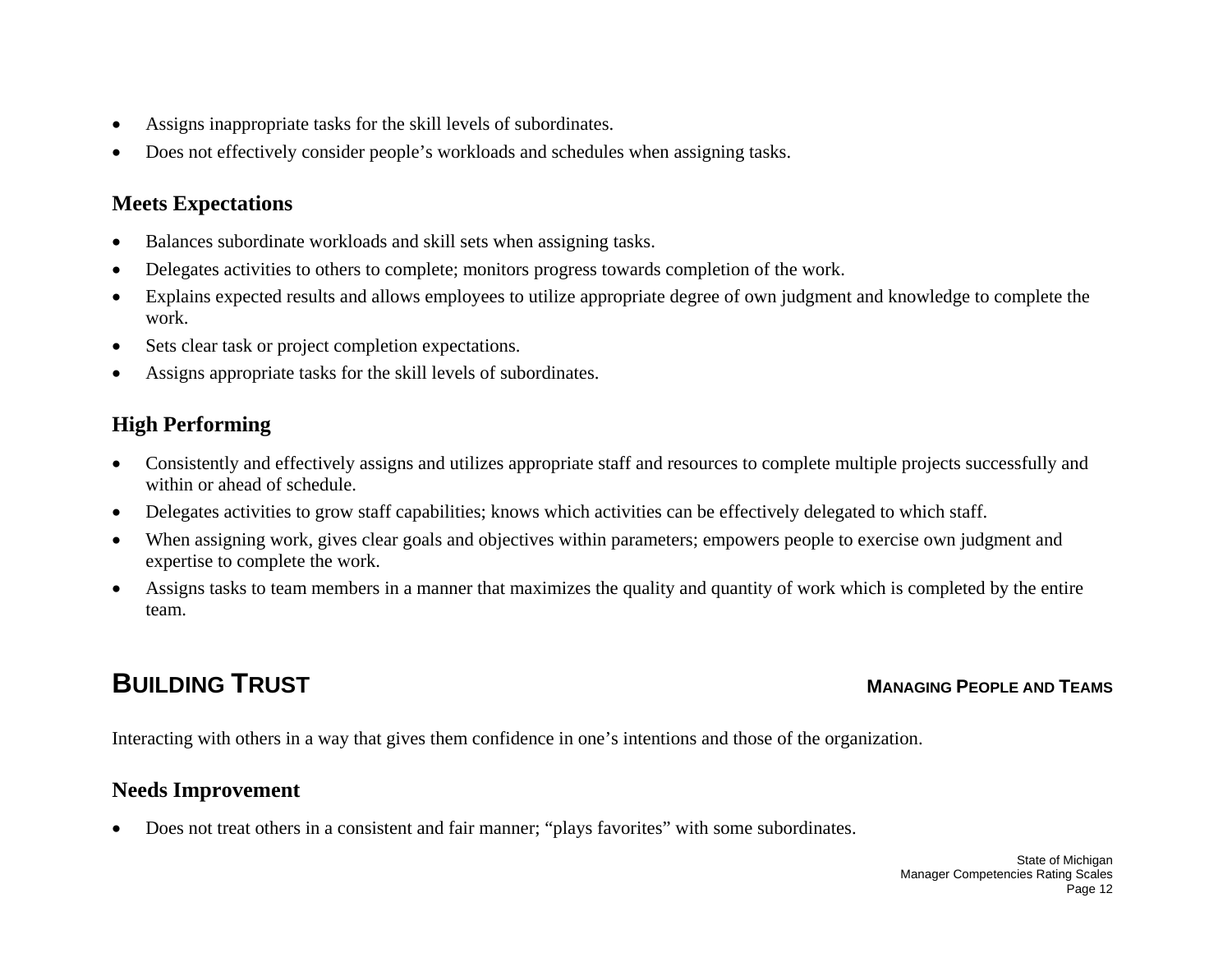- Assigns inappropriate tasks for the skill levels of subordinates.
- Does not effectively consider people’s workloads and schedules when assigning tasks.

### Meets Expectations

- Balances subordinate workloads and skill sets when assigning tasks.
- Delegates activities to others to complete; monitors progress towards completion of the work.
- Explains expected results and allows employees to utilize appropriate degree of own judgment and knowledge to complete the work.
- Sets clear task or project completion expectations.
- Assigns appropriate tasks for the skill levels of subordinates.

### High Performing

- Consistently and effectively assigns and utilizes appropriate staff and resources to complete multiple projects successfully and within or ahead of schedule.
- Delegates activities to grow staff capabilities; knows which activities can be effectively delegated to which staff.
- When assigning work, gives clear goals and objectives within parameters; empowers people to exercise own judgment and expertise to complete the work.
- Assigns tasks to team members in a manner that maximizes the quality and quantity of work which is completed by the entire team.

## BUILDING TRUST

**MANAGING PEOPLE AND TEAMS**

Interacting with others in a way that gives them confidence in one’s intentions and those of the organization.

### Needs Improvement

- Does not treat others in a consistent and fair manner; “plays favorites” with some subordinates.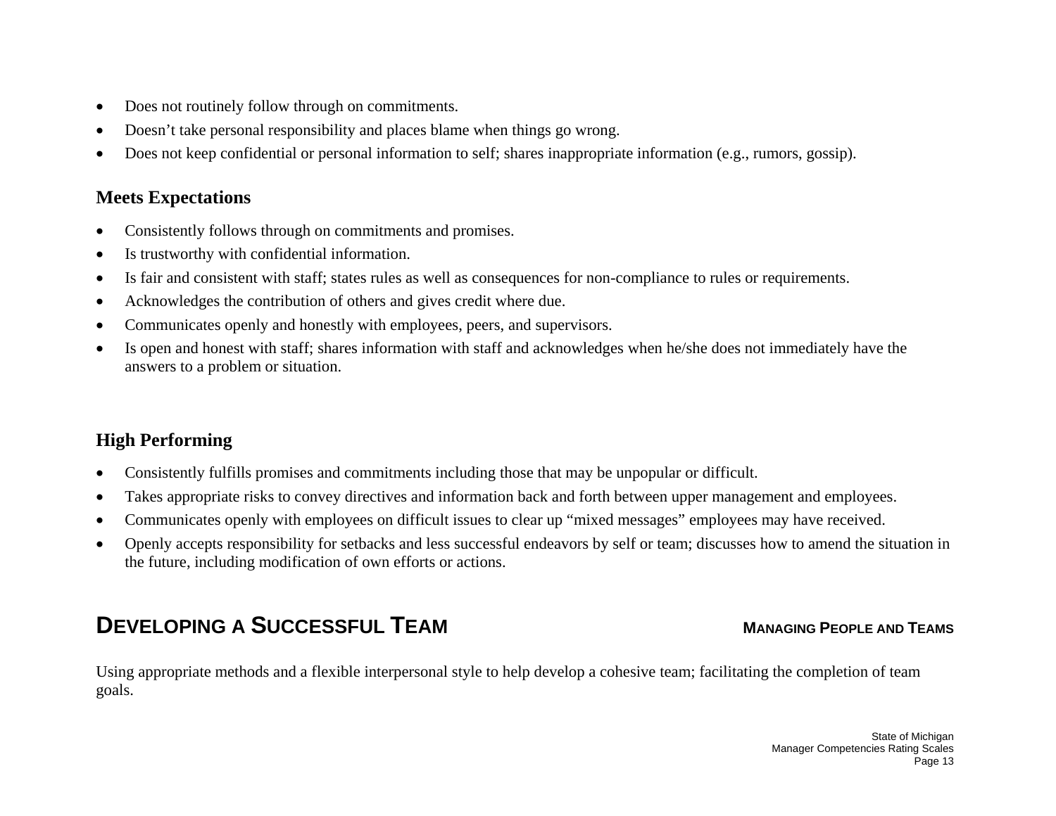- Does not routinely follow through on commitments.
- Doesn't take personal responsibility and places blame when things go wrong.
- Does not keep confidential or personal information to self; shares inappropriate information (e.g., rumors, gossip).

### Meets Expectations

- Consistently follows through on commitments and promises.
- Is trustworthy with confidential information.
- Is fair and consistent with staff; states rules as well as consequences for non-compliance to rules or requirements.
- Acknowledges the contribution of others and gives credit where due.
- Communicates openly and honestly with employees, peers, and supervisors.
- Is open and honest with staff; shares information with staff and acknowledges when he/she does not immediately have the answers to a problem or situation.

### High Performing

- Consistently fulfills promises and commitments including those that may be unpopular or difficult.
- Takes appropriate risks to convey directives and information back and forth between upper management and employees.
- Communicates openly with employees on difficult issues to clear up "mixed messages" employees may have received.
- Openly accepts responsibility for setbacks and less successful endeavors by self or team; discusses how to amend the situation in the future, including modification of own efforts or actions.

## DEVELOPING A SUCCESSFUL TEAM

**MANAGING PEOPLE AND TEAMS**

Using appropriate methods and a flexible interpersonal style to help develop a cohesive team; facilitating the completion of team goals.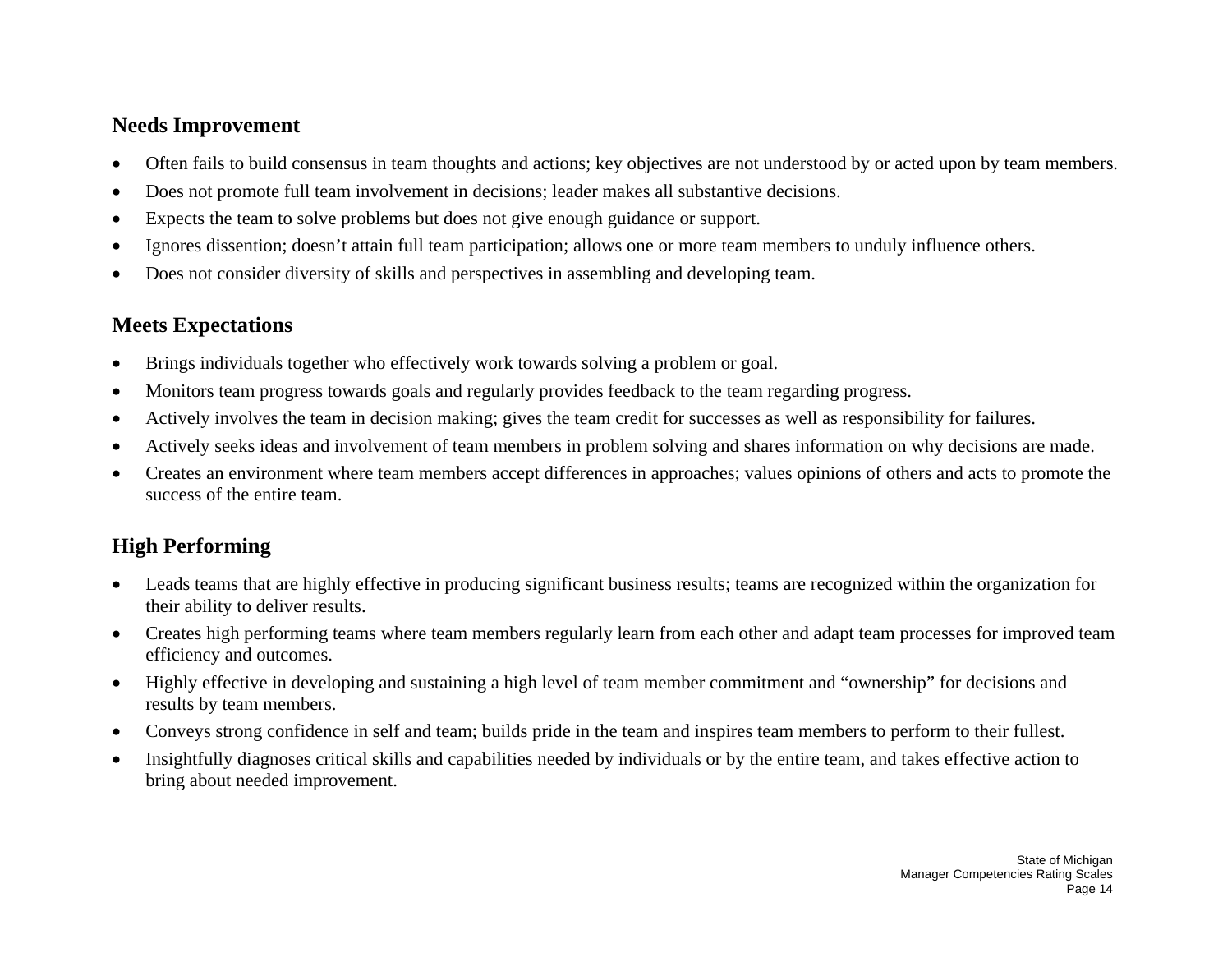## Needs Improvement

- Often fails to build consensus in team thoughts and actions; key objectives are not understood by or acted upon by team members.
- Does not promote full team involvement in decisions; leader makes all substantive decisions.
- Expects the team to solve problems but does not give enough guidance or support.
- Ignores dissention; doesn't attain full team participation; allows one or more team members to unduly influence others.
- Does not consider diversity of skills and perspectives in assembling and developing team.

## Meets Expectations

- Brings individuals together who effectively work towards solving a problem or goal.
- Monitors team progress towards goals and regularly provides feedback to the team regarding progress.
- Actively involves the team in decision making; gives the team credit for successes as well as responsibility for failures.
- Actively seeks ideas and involvement of team members in problem solving and shares information on why decisions are made.
- Creates an environment where team members accept differences in approaches; values opinions of others and acts to promote the success of the entire team.

## High Performing

- Leads teams that are highly effective in producing significant business results; teams are recognized within the organization for their ability to deliver results.
- Creates high performing teams where team members regularly learn from each other and adapt team processes for improved team efficiency and outcomes.
- Highly effective in developing and sustaining a high level of team member commitment and "ownership" for decisions and results by team members.
- Conveys strong confidence in self and team; builds pride in the team and inspires team members to perform to their fullest.
- Insightfully diagnoses critical skills and capabilities needed by individuals or by the entire team, and takes effective action to bring about needed improvement.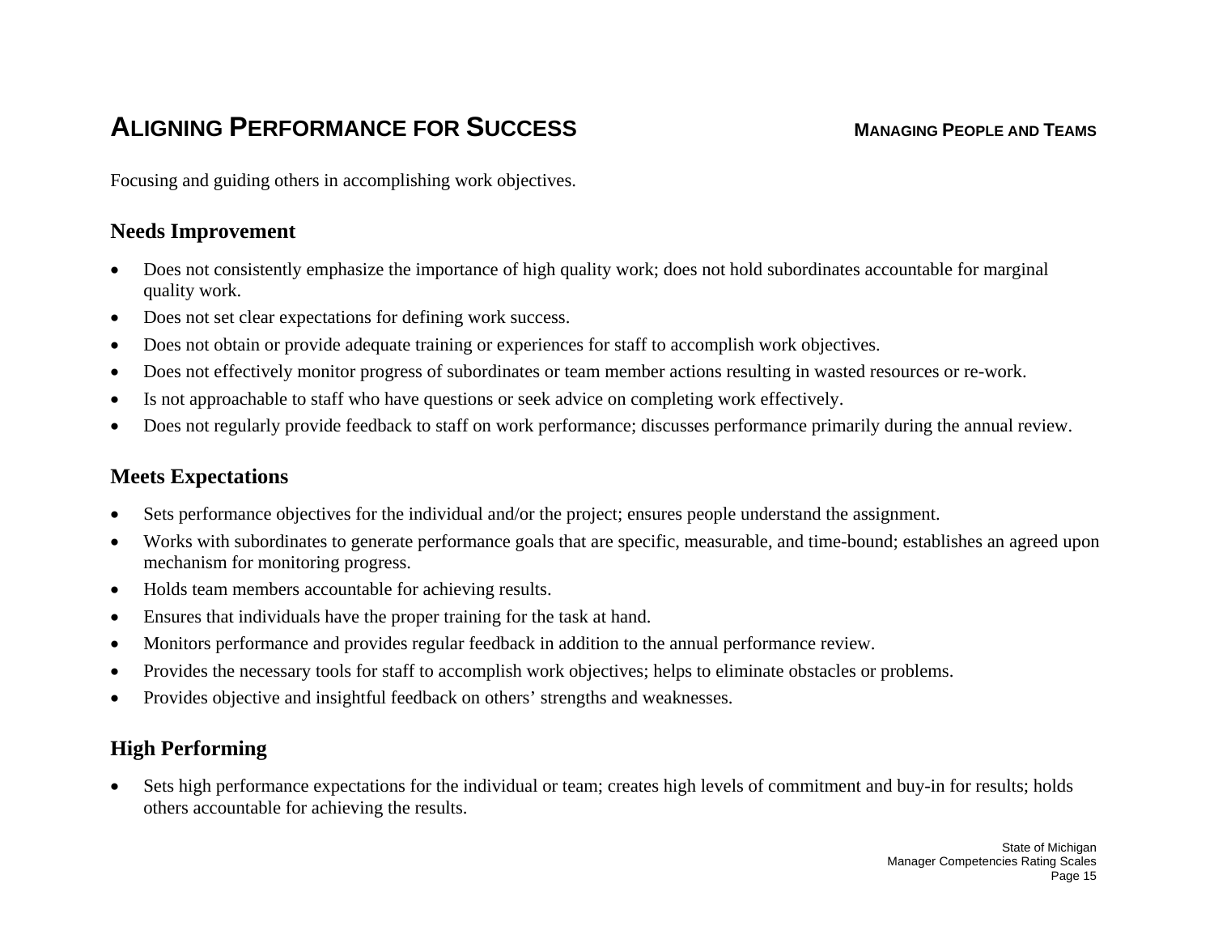# ALIGNING PERFORMANCE FOR SUCCESS

**MANAGING PEOPLE AND TEAMS**

Focusing and guiding others in accomplishing work objectives.

## Needs Improvement

- Does not consistently emphasize the importance of high quality work; does not hold subordinates accountable for marginal quality work.
- Does not set clear expectations for defining work success.
- Does not obtain or provide adequate training or experiences for staff to accomplish work objectives.
- Does not effectively monitor progress of subordinates or team member actions resulting in wasted resources or re-work.
- Is not approachable to staff who have questions or seek advice on completing work effectively.
- Does not regularly provide feedback to staff on work performance; discusses performance primarily during the annual review.

## Meets Expectations

- Sets performance objectives for the individual and/or the project; ensures people understand the assignment.
- Works with subordinates to generate performance goals that are specific, measurable, and time-bound; establishes an agreed upon mechanism for monitoring progress.
- Holds team members accountable for achieving results.
- Ensures that individuals have the proper training for the task at hand.
- Monitors performance and provides regular feedback in addition to the annual performance review.
- Provides the necessary tools for staff to accomplish work objectives; helps to eliminate obstacles or problems.
- Provides objective and insightful feedback on others' strengths and weaknesses.

## High Performing

- Sets high performance expectations for the individual or team; creates high levels of commitment and buy-in for results; holds others accountable for achieving the results.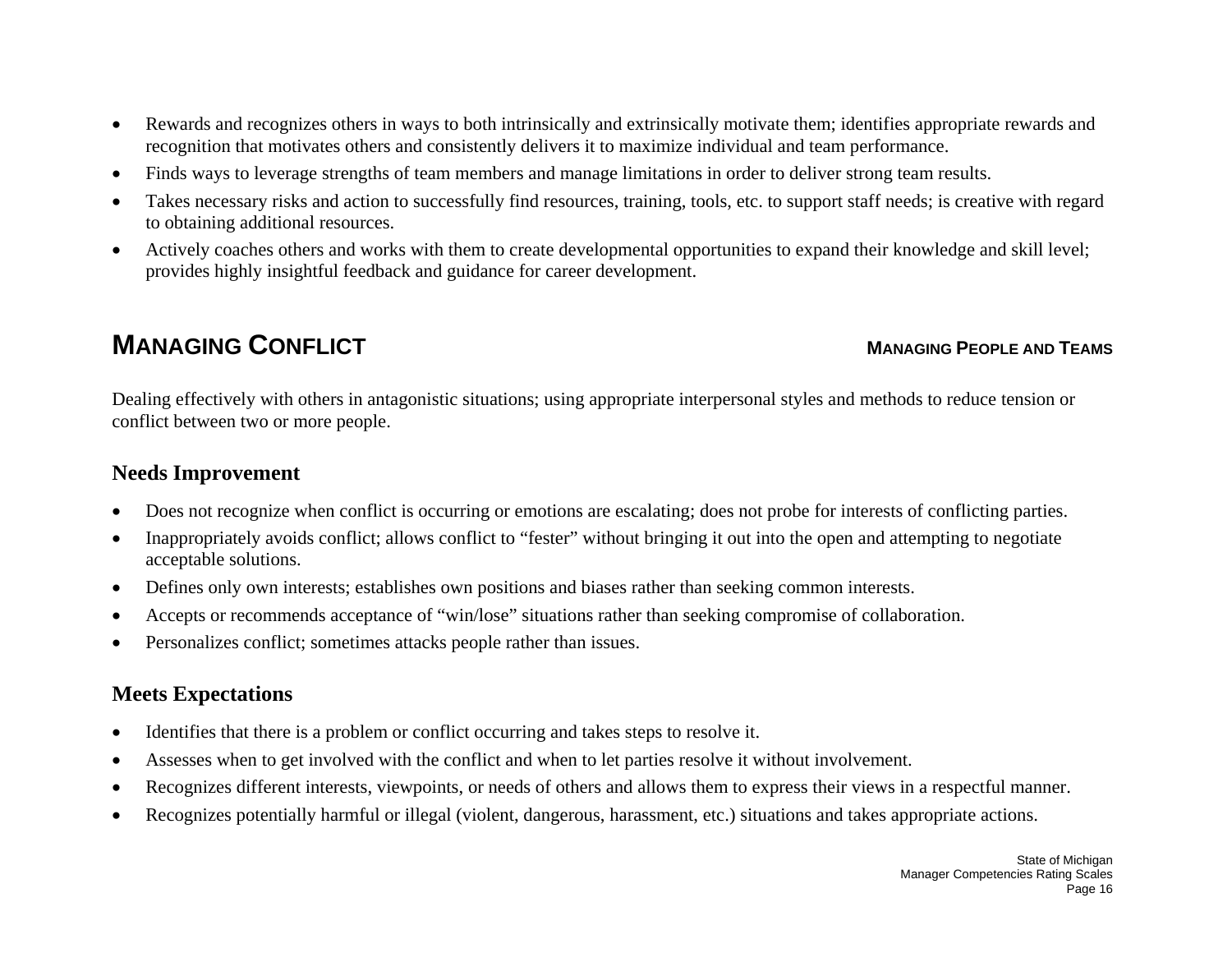- Rewards and recognizes others in ways to both intrinsically and extrinsically motivate them; identifies appropriate rewards and recognition that motivates others and consistently delivers it to maximize individual and team performance.
- Finds ways to leverage strengths of team members and manage limitations in order to deliver strong team results.
- Takes necessary risks and action to successfully find resources, training, tools, etc. to support staff needs; is creative with regard to obtaining additional resources.
- Actively coaches others and works with them to create developmental opportunities to expand their knowledge and skill level; provides highly insightful feedback and guidance for career development.

## MANAGING CONFLICT

**MANAGING PEOPLE AND TEAMS**

Dealing effectively with others in antagonistic situations; using appropriate interpersonal styles and methods to reduce tension or conflict between two or more people.

### Needs Improvement

- Does not recognize when conflict is occurring or emotions are escalating; does not probe for interests of conflicting parties.
- Inappropriately avoids conflict; allows conflict to "fester" without bringing it out into the open and attempting to negotiate acceptable solutions.
- Defines only own interests; establishes own positions and biases rather than seeking common interests.
- Accepts or recommends acceptance of "win/lose" situations rather than seeking compromise of collaboration.
- Personalizes conflict; sometimes attacks people rather than issues.

### Meets Expectations

- Identifies that there is a problem or conflict occurring and takes steps to resolve it.
- Assesses when to get involved with the conflict and when to let parties resolve it without involvement.
- Recognizes different interests, viewpoints, or needs of others and allows them to express their views in a respectful manner.
- Recognizes potentially harmful or illegal (violent, dangerous, harassment, etc.) situations and takes appropriate actions.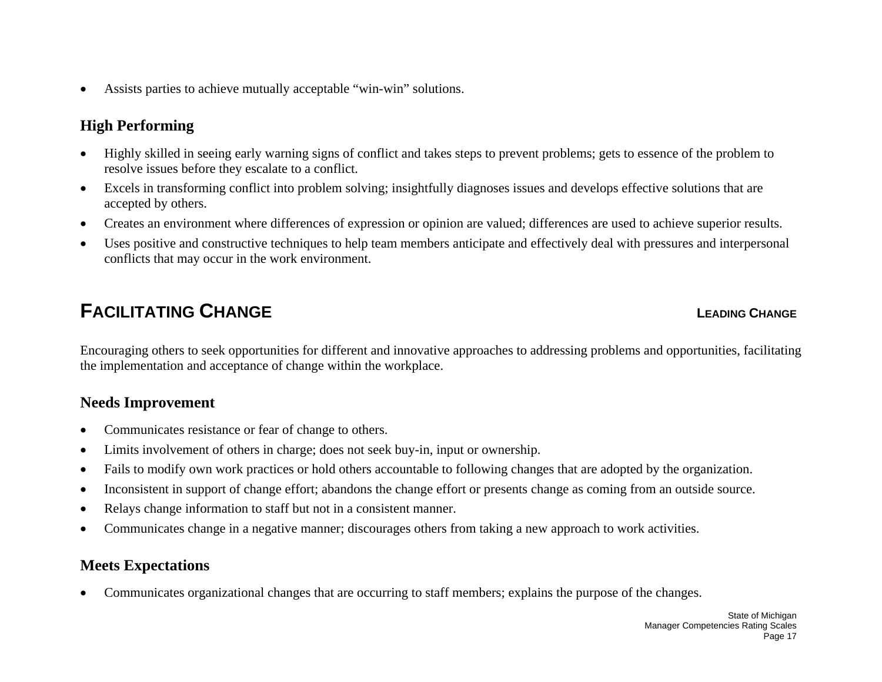- Assists parties to achieve mutually acceptable “win-win” solutions.

### High Performing

- Highly skilled in seeing early warning signs of conflict and takes steps to prevent problems; gets to essence of the problem to resolve issues before they escalate to a conflict.
- Excels in transforming conflict into problem solving; insightfully diagnoses issues and develops effective solutions that are accepted by others.
- Creates an environment where differences of expression or opinion are valued; differences are used to achieve superior results.
- Uses positive and constructive techniques to help team members anticipate and effectively deal with pressures and interpersonal conflicts that may occur in the work environment.

## FACILITATING CHANGE

**LEADING CHANGE**

Encouraging others to seek opportunities for different and innovative approaches to addressing problems and opportunities, facilitating the implementation and acceptance of change within the workplace.

### Needs Improvement

- Communicates resistance or fear of change to others.
- Limits involvement of others in charge; does not seek buy-in, input or ownership.
- Fails to modify own work practices or hold others accountable to following changes that are adopted by the organization.
- Inconsistent in support of change effort; abandons the change effort or presents change as coming from an outside source.
- Relays change information to staff but not in a consistent manner.
- Communicates change in a negative manner; discourages others from taking a new approach to work activities.

### Meets Expectations

- Communicates organizational changes that are occurring to staff members; explains the purpose of the changes.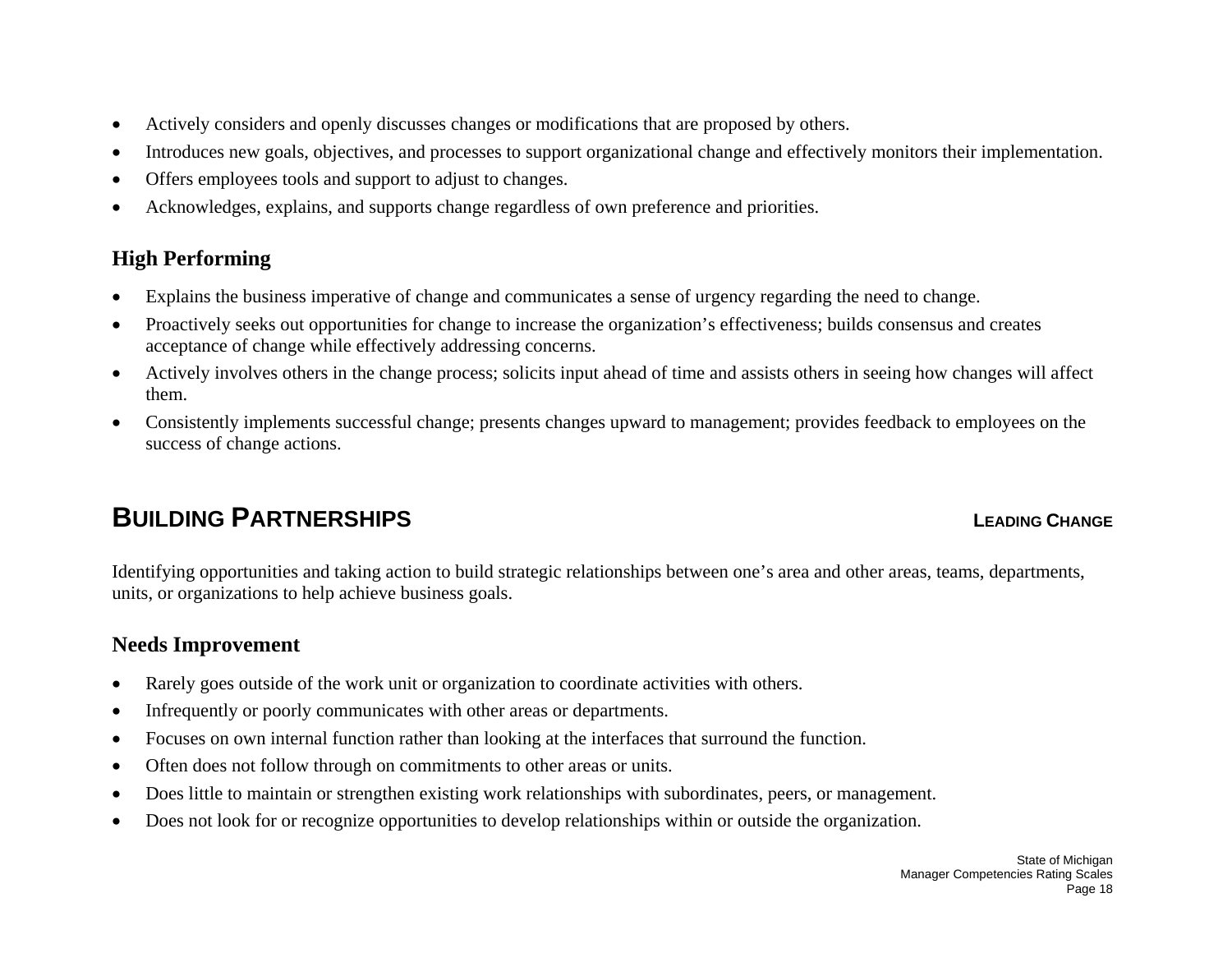- Actively considers and openly discusses changes or modifications that are proposed by others.
- Introduces new goals, objectives, and processes to support organizational change and effectively monitors their implementation.
- Offers employees tools and support to adjust to changes.
- Acknowledges, explains, and supports change regardless of own preference and priorities.

### High Performing

- Explains the business imperative of change and communicates a sense of urgency regarding the need to change.
- Proactively seeks out opportunities for change to increase the organization's effectiveness; builds consensus and creates acceptance of change while effectively addressing concerns.
- Actively involves others in the change process; solicits input ahead of time and assists others in seeing how changes will affect them.
- Consistently implements successful change; presents changes upward to management; provides feedback to employees on the success of change actions.

## BUILDING PARTNERSHIPS

**LEADING CHANGE**

Identifying opportunities and taking action to build strategic relationships between one's area and other areas, teams, departments, units, or organizations to help achieve business goals.

### Needs Improvement

- Rarely goes outside of the work unit or organization to coordinate activities with others.
- Infrequently or poorly communicates with other areas or departments.
- Focuses on own internal function rather than looking at the interfaces that surround the function.
- Often does not follow through on commitments to other areas or units.
- Does little to maintain or strengthen existing work relationships with subordinates, peers, or management.
- Does not look for or recognize opportunities to develop relationships within or outside the organization.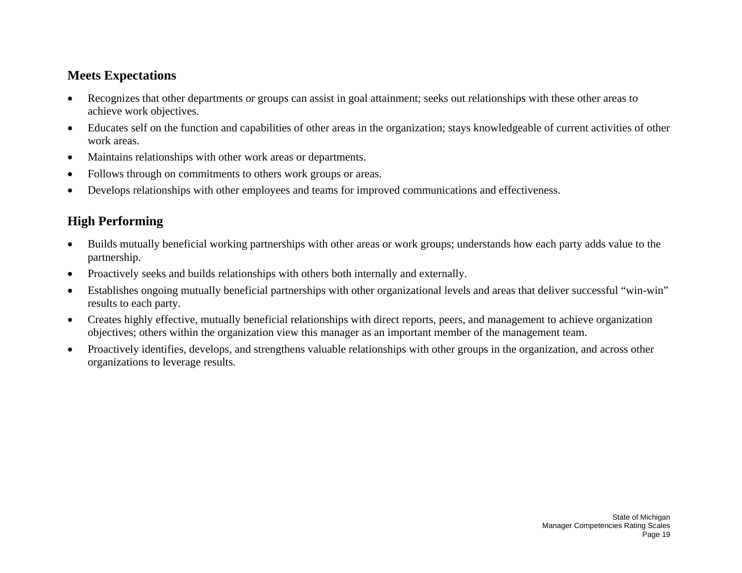## Meets Expectations

- Recognizes that other departments or groups can assist in goal attainment; seeks out relationships with these other areas to achieve work objectives.
- Educates self on the function and capabilities of other areas in the organization; stays knowledgeable of current activities of other work areas.
- Maintains relationships with other work areas or departments.
- Follows through on commitments to others work groups or areas.
- Develops relationships with other employees and teams for improved communications and effectiveness.

## High Performing

- Builds mutually beneficial working partnerships with other areas or work groups; understands how each party adds value to the partnership.
- Proactively seeks and builds relationships with others both internally and externally.
- Establishes ongoing mutually beneficial partnerships with other organizational levels and areas that deliver successful "win-win" results to each party.
- Creates highly effective, mutually beneficial relationships with direct reports, peers, and management to achieve organization objectives; others within the organization view this manager as an important member of the management team.
- Proactively identifies, develops, and strengthens valuable relationships with other groups in the organization, and across other organizations to leverage results.